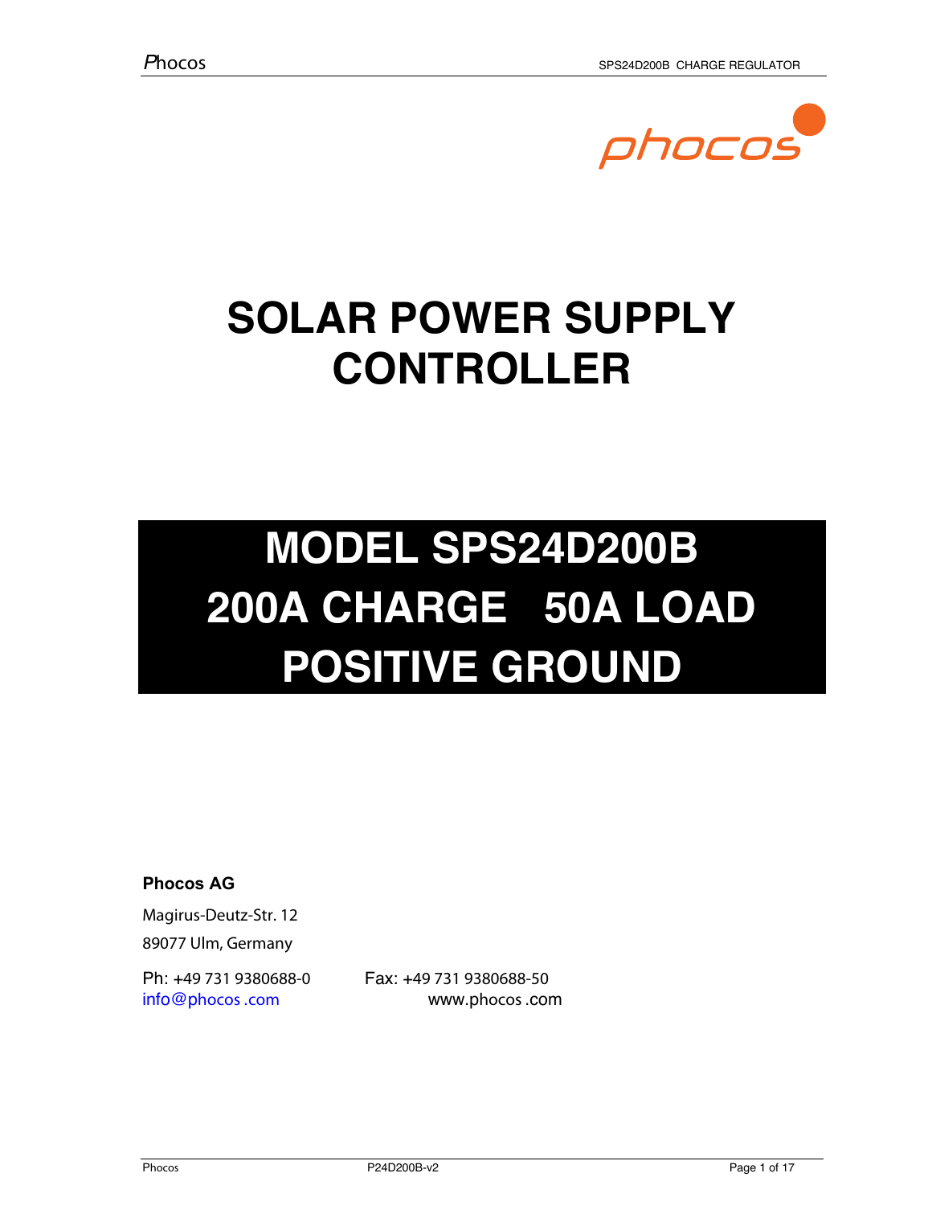# SOLAR POWER SUPPLY CONTROLLER

## MODEL SPS24D200B
## 200A CHARGE 50A LOAD
## POSITIVE GROUND

**Phocos AG**

Magirus-Deutz-Str. 12

89077 Ulm, Germany

Ph: +49 731 9380688-0 Fax: +49 731 9380688-50

info@phocos .com www.phocos .com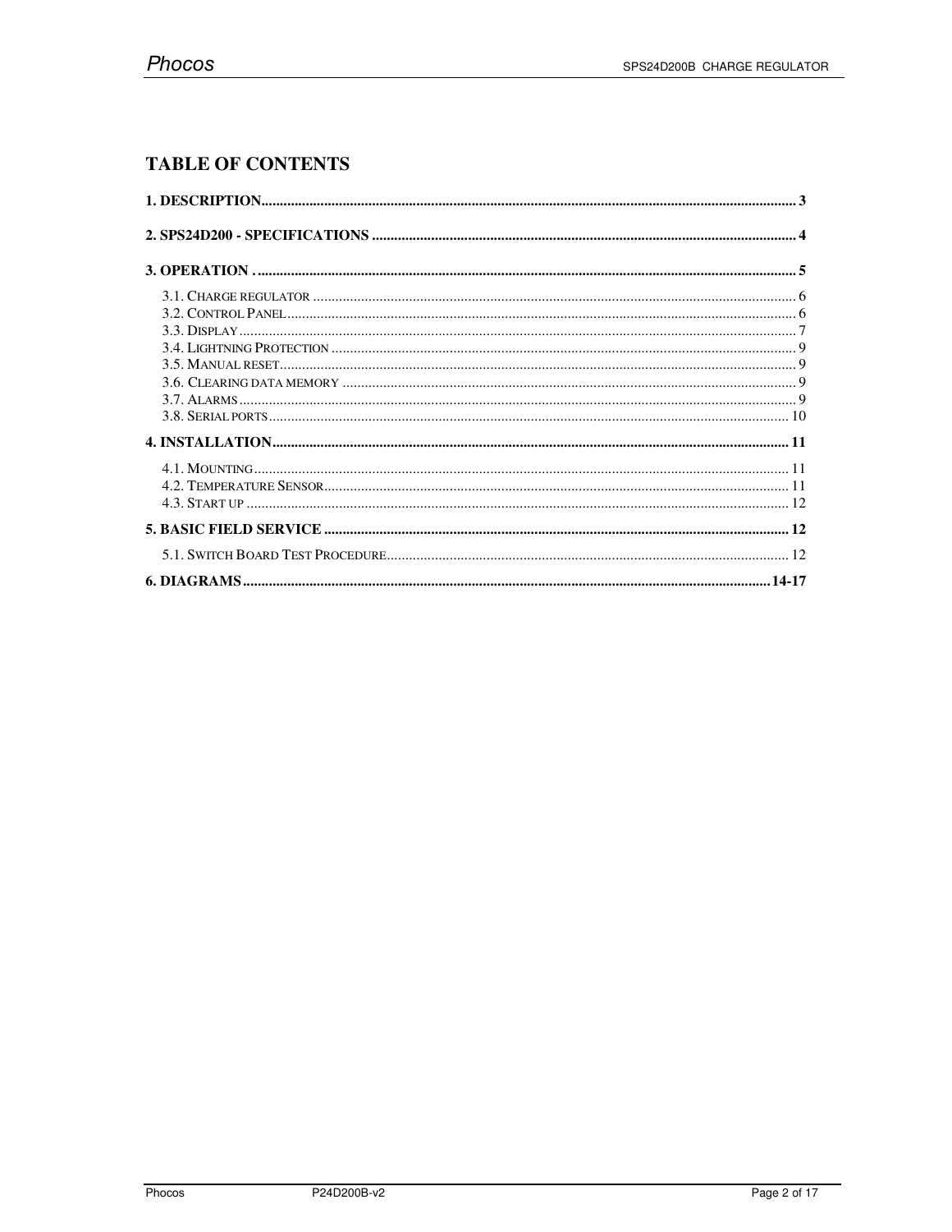# TABLE OF CONTENTS

**1. DESCRIPTION** .......... 3

**2. SPS24D200 - SPECIFICATIONS** .......... 4

**3. OPERATION .** .......... 5

- 3.1. Charge regulator .......... 6
- 3.2. Control Panel .......... 6
- 3.3. Display .......... 7
- 3.4. Lightning Protection .......... 9
- 3.5. Manual reset .......... 9
- 3.6. Clearing data memory .......... 9
- 3.7. Alarms .......... 9
- 3.8. Serial ports .......... 10

**4. INSTALLATION** .......... 11

- 4.1. Mounting .......... 11
- 4.2. Temperature Sensor .......... 11
- 4.3. Start up .......... 12

**5. BASIC FIELD SERVICE** .......... 12

- 5.1. Switch Board Test Procedure .......... 12

**6. DIAGRAMS** .......... 14-17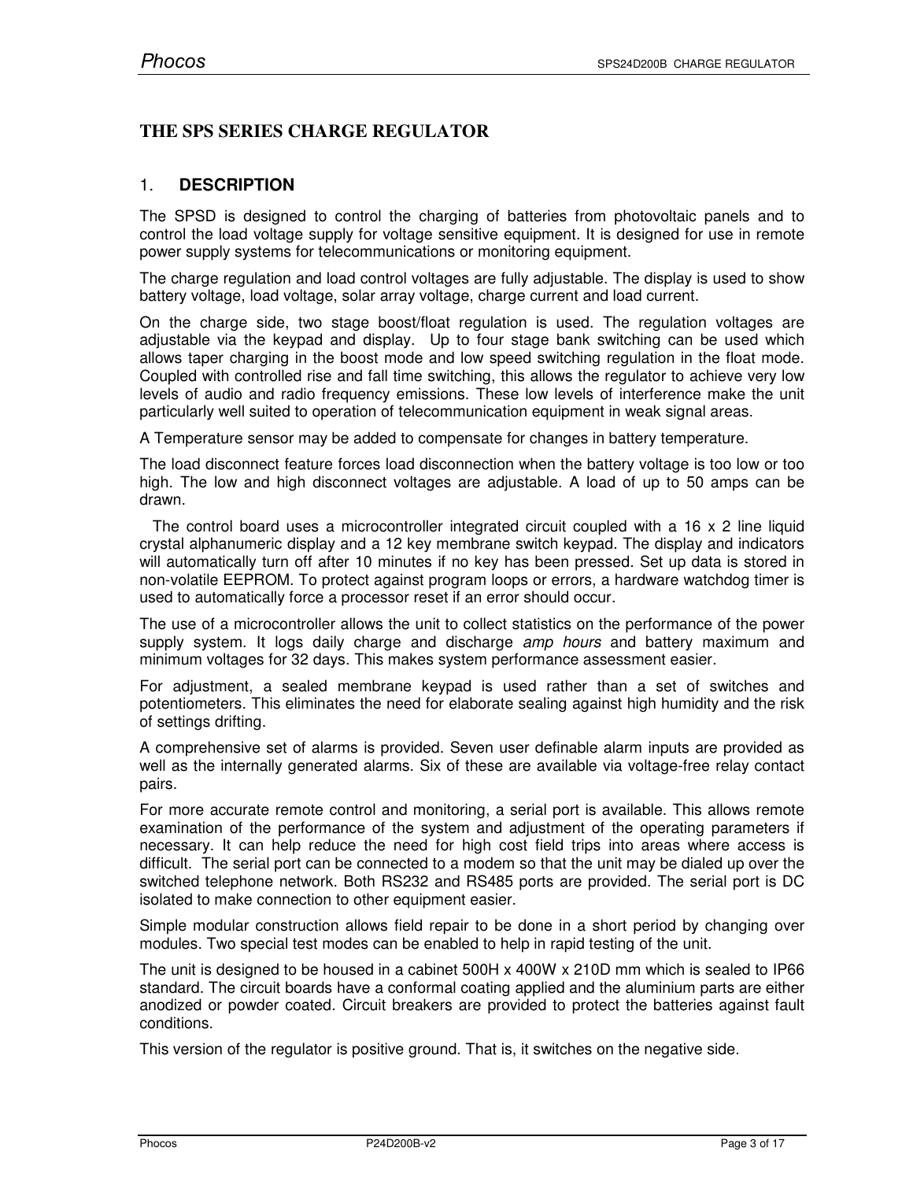# THE SPS SERIES CHARGE REGULATOR

## 1. DESCRIPTION

The SPSD is designed to control the charging of batteries from photovoltaic panels and to control the load voltage supply for voltage sensitive equipment. It is designed for use in remote power supply systems for telecommunications or monitoring equipment.

The charge regulation and load control voltages are fully adjustable. The display is used to show battery voltage, load voltage, solar array voltage, charge current and load current.

On the charge side, two stage boost/float regulation is used. The regulation voltages are adjustable via the keypad and display. Up to four stage bank switching can be used which allows taper charging in the boost mode and low speed switching regulation in the float mode. Coupled with controlled rise and fall time switching, this allows the regulator to achieve very low levels of audio and radio frequency emissions. These low levels of interference make the unit particularly well suited to operation of telecommunication equipment in weak signal areas.

A Temperature sensor may be added to compensate for changes in battery temperature.

The load disconnect feature forces load disconnection when the battery voltage is too low or too high. The low and high disconnect voltages are adjustable. A load of up to 50 amps can be drawn.

The control board uses a microcontroller integrated circuit coupled with a 16 x 2 line liquid crystal alphanumeric display and a 12 key membrane switch keypad. The display and indicators will automatically turn off after 10 minutes if no key has been pressed. Set up data is stored in non-volatile EEPROM. To protect against program loops or errors, a hardware watchdog timer is used to automatically force a processor reset if an error should occur.

The use of a microcontroller allows the unit to collect statistics on the performance of the power supply system. It logs daily charge and discharge *amp hours* and battery maximum and minimum voltages for 32 days. This makes system performance assessment easier.

For adjustment, a sealed membrane keypad is used rather than a set of switches and potentiometers. This eliminates the need for elaborate sealing against high humidity and the risk of settings drifting.

A comprehensive set of alarms is provided. Seven user definable alarm inputs are provided as well as the internally generated alarms. Six of these are available via voltage-free relay contact pairs.

For more accurate remote control and monitoring, a serial port is available. This allows remote examination of the performance of the system and adjustment of the operating parameters if necessary. It can help reduce the need for high cost field trips into areas where access is difficult. The serial port can be connected to a modem so that the unit may be dialed up over the switched telephone network. Both RS232 and RS485 ports are provided. The serial port is DC isolated to make connection to other equipment easier.

Simple modular construction allows field repair to be done in a short period by changing over modules. Two special test modes can be enabled to help in rapid testing of the unit.

The unit is designed to be housed in a cabinet 500H x 400W x 210D mm which is sealed to IP66 standard. The circuit boards have a conformal coating applied and the aluminium parts are either anodized or powder coated. Circuit breakers are provided to protect the batteries against fault conditions.

This version of the regulator is positive ground. That is, it switches on the negative side.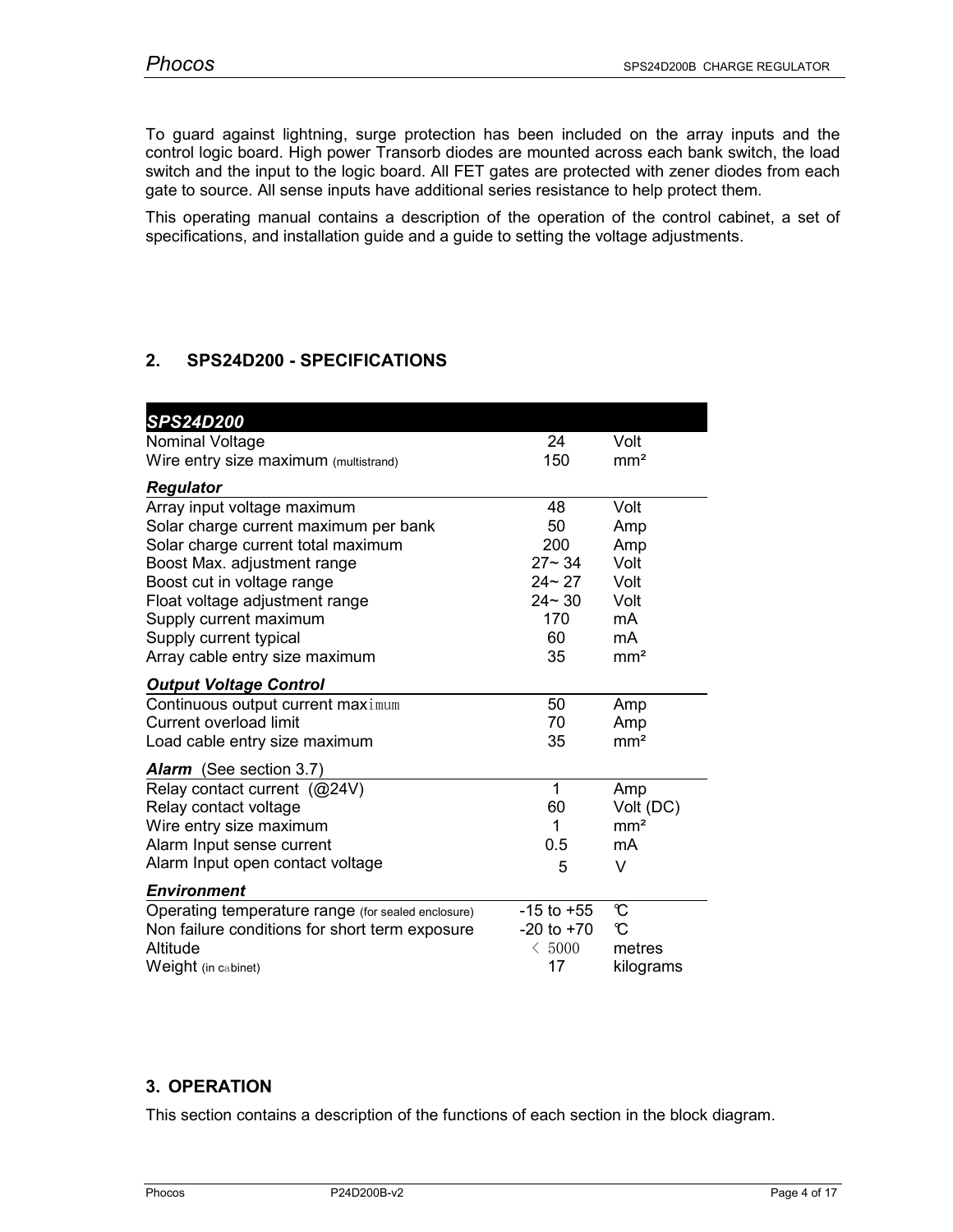To guard against lightning, surge protection has been included on the array inputs and the control logic board. High power Transorb diodes are mounted across each bank switch, the load switch and the input to the logic board. All FET gates are protected with zener diodes from each gate to source. All sense inputs have additional series resistance to help protect them.

This operating manual contains a description of the operation of the control cabinet, a set of specifications, and installation guide and a guide to setting the voltage adjustments.

## 2. SPS24D200 - SPECIFICATIONS

| ***SPS24D200*** | | |
|---|---|---|
| Nominal Voltage | 24 | Volt |
| Wire entry size maximum (multistrand) | 150 | mm² |
| ***Regulator*** | | |
| Array input voltage maximum | 48 | Volt |
| Solar charge current maximum per bank | 50 | Amp |
| Solar charge current total maximum | 200 | Amp |
| Boost Max. adjustment range | 27~ 34 | Volt |
| Boost cut in voltage range | 24~ 27 | Volt |
| Float voltage adjustment range | 24~ 30 | Volt |
| Supply current maximum | 170 | mA |
| Supply current typical | 60 | mA |
| Array cable entry size maximum | 35 | mm² |
| ***Output Voltage Control*** | | |
| Continuous output current maximum | 50 | Amp |
| Current overload limit | 70 | Amp |
| Load cable entry size maximum | 35 | mm² |
| ***Alarm*** (See section 3.7) | | |
| Relay contact current (@24V) | 1 | Amp |
| Relay contact voltage | 60 | Volt (DC) |
| Wire entry size maximum | 1 | mm² |
| Alarm Input sense current | 0.5 | mA |
| Alarm Input open contact voltage | 5 | V |
| ***Environment*** | | |
| Operating temperature range (for sealed enclosure) | -15 to +55 | ℃ |
| Non failure conditions for short term exposure | -20 to +70 | ℃ |
| Altitude | ＜ 5000 | metres |
| Weight (in cabinet) | 17 | kilograms |

## 3. OPERATION

This section contains a description of the functions of each section in the block diagram.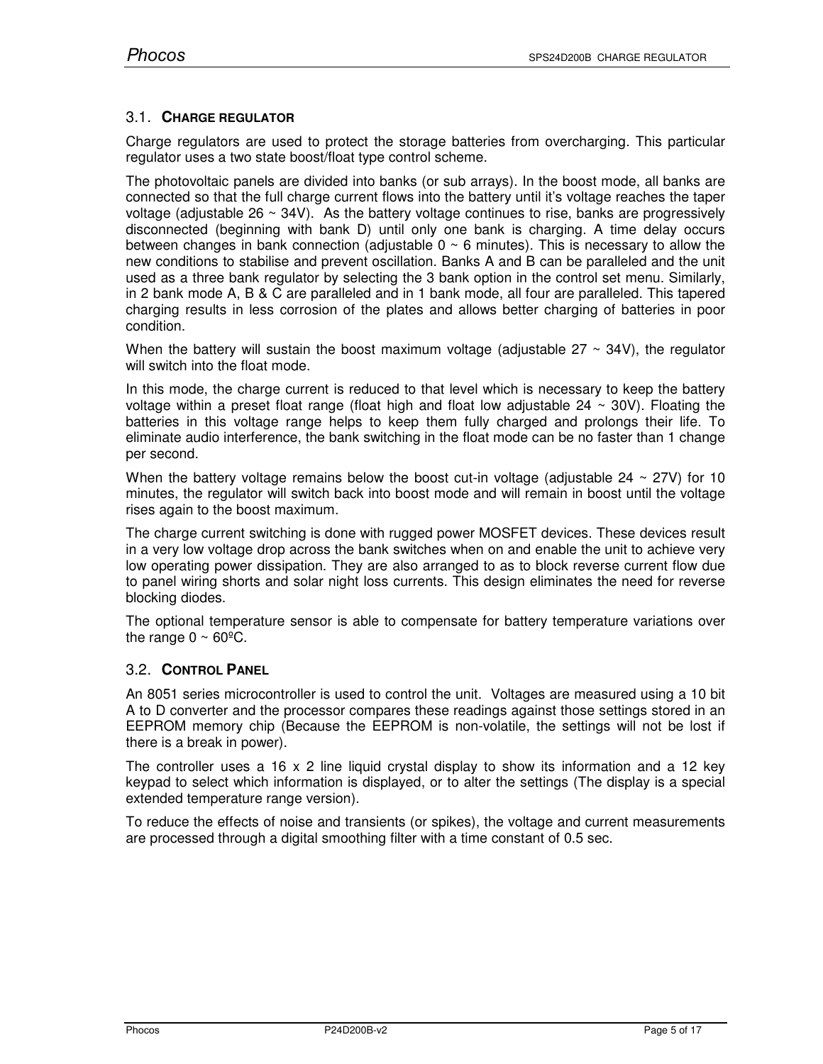### 3.1. Charge Regulator

Charge regulators are used to protect the storage batteries from overcharging. This particular regulator uses a two state boost/float type control scheme.

The photovoltaic panels are divided into banks (or sub arrays). In the boost mode, all banks are connected so that the full charge current flows into the battery until it's voltage reaches the taper voltage (adjustable 26 ~ 34V).  As the battery voltage continues to rise, banks are progressively disconnected (beginning with bank D) until only one bank is charging. A time delay occurs between changes in bank connection (adjustable 0 ~ 6 minutes). This is necessary to allow the new conditions to stabilise and prevent oscillation. Banks A and B can be paralleled and the unit used as a three bank regulator by selecting the 3 bank option in the control set menu. Similarly, in 2 bank mode A, B & C are paralleled and in 1 bank mode, all four are paralleled. This tapered charging results in less corrosion of the plates and allows better charging of batteries in poor condition.

When the battery will sustain the boost maximum voltage (adjustable 27 ~ 34V), the regulator will switch into the float mode.

In this mode, the charge current is reduced to that level which is necessary to keep the battery voltage within a preset float range (float high and float low adjustable 24 ~ 30V). Floating the batteries in this voltage range helps to keep them fully charged and prolongs their life. To eliminate audio interference, the bank switching in the float mode can be no faster than 1 change per second.

When the battery voltage remains below the boost cut-in voltage (adjustable 24 ~ 27V) for 10 minutes, the regulator will switch back into boost mode and will remain in boost until the voltage rises again to the boost maximum.

The charge current switching is done with rugged power MOSFET devices. These devices result in a very low voltage drop across the bank switches when on and enable the unit to achieve very low operating power dissipation. They are also arranged to as to block reverse current flow due to panel wiring shorts and solar night loss currents. This design eliminates the need for reverse blocking diodes.

The optional temperature sensor is able to compensate for battery temperature variations over the range 0 ~ 60ºC.

### 3.2. Control Panel

An 8051 series microcontroller is used to control the unit.  Voltages are measured using a 10 bit A to D converter and the processor compares these readings against those settings stored in an EEPROM memory chip (Because the EEPROM is non-volatile, the settings will not be lost if there is a break in power).

The controller uses a 16 x 2 line liquid crystal display to show its information and a 12 key keypad to select which information is displayed, or to alter the settings (The display is a special extended temperature range version).

To reduce the effects of noise and transients (or spikes), the voltage and current measurements are processed through a digital smoothing filter with a time constant of 0.5 sec.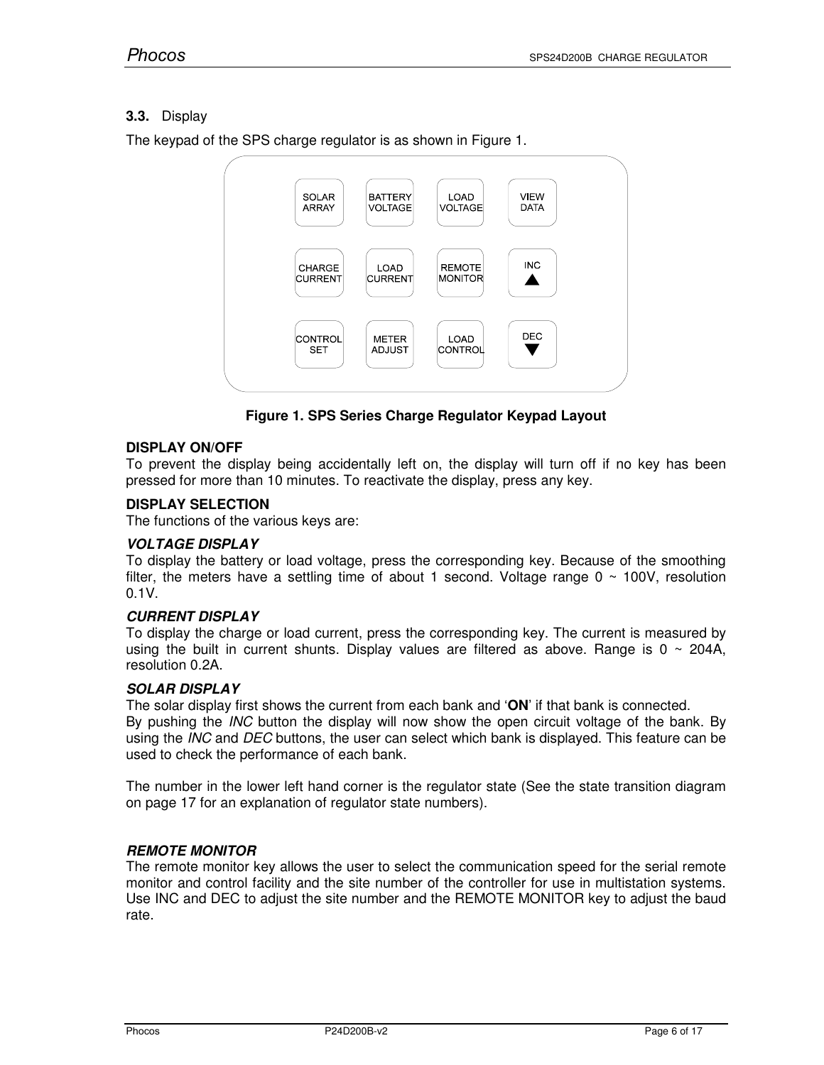### 3.3. Display

The keypad of the SPS charge regulator is as shown in Figure 1.

| | | | |
|---|---|---|---|
| SOLAR ARRAY | BATTERY VOLTAGE | LOAD VOLTAGE | VIEW DATA |
| CHARGE CURRENT | LOAD CURRENT | REMOTE MONITOR | INC ▲ |
| CONTROL SET | METER ADJUST | LOAD CONTROL | DEC ▼ |

**Figure 1. SPS Series Charge Regulator Keypad Layout**

**DISPLAY ON/OFF**

To prevent the display being accidentally left on, the display will turn off if no key has been pressed for more than 10 minutes. To reactivate the display, press any key.

**DISPLAY SELECTION**

The functions of the various keys are:

***VOLTAGE DISPLAY***

To display the battery or load voltage, press the corresponding key. Because of the smoothing filter, the meters have a settling time of about 1 second. Voltage range 0 ~ 100V, resolution 0.1V.

***CURRENT DISPLAY***

To display the charge or load current, press the corresponding key. The current is measured by using the built in current shunts. Display values are filtered as above. Range is 0 ~ 204A, resolution 0.2A.

***SOLAR DISPLAY***

The solar display first shows the current from each bank and '**ON**' if that bank is connected.
By pushing the *INC* button the display will now show the open circuit voltage of the bank. By using the *INC* and *DEC* buttons, the user can select which bank is displayed. This feature can be used to check the performance of each bank.

The number in the lower left hand corner is the regulator state (See the state transition diagram on page 17 for an explanation of regulator state numbers).

***REMOTE MONITOR***

The remote monitor key allows the user to select the communication speed for the serial remote monitor and control facility and the site number of the controller for use in multistation systems. Use INC and DEC to adjust the site number and the REMOTE MONITOR key to adjust the baud rate.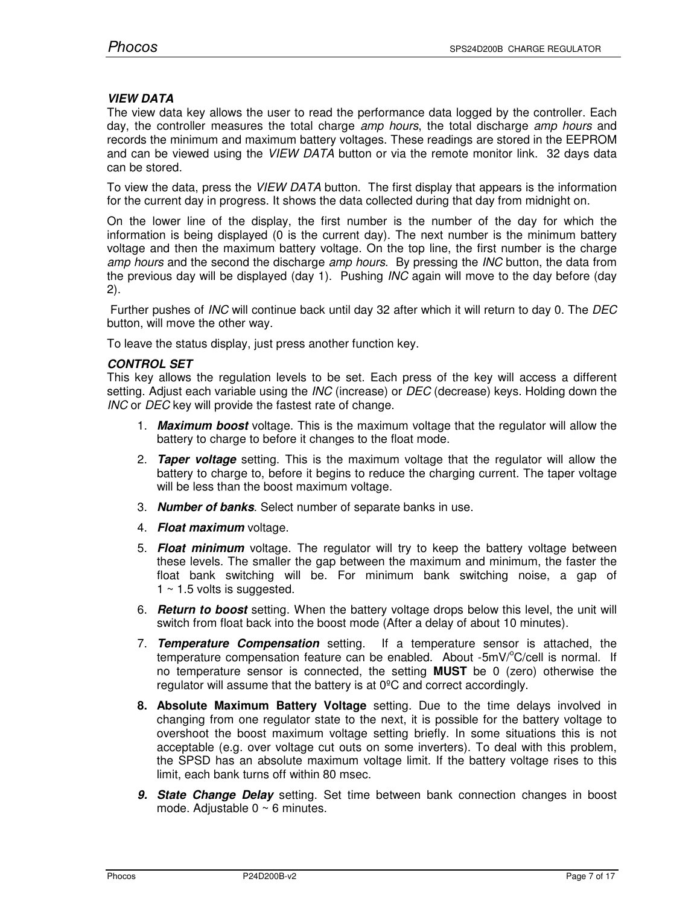***VIEW DATA***

The view data key allows the user to read the performance data logged by the controller. Each day, the controller measures the total charge *amp hours*, the total discharge *amp hours* and records the minimum and maximum battery voltages. These readings are stored in the EEPROM and can be viewed using the *VIEW DATA* button or via the remote monitor link. 32 days data can be stored.

To view the data, press the *VIEW DATA* button. The first display that appears is the information for the current day in progress. It shows the data collected during that day from midnight on.

On the lower line of the display, the first number is the number of the day for which the information is being displayed (0 is the current day). The next number is the minimum battery voltage and then the maximum battery voltage. On the top line, the first number is the charge *amp hours* and the second the discharge *amp hours*. By pressing the *INC* button, the data from the previous day will be displayed (day 1). Pushing *INC* again will move to the day before (day 2).

Further pushes of *INC* will continue back until day 32 after which it will return to day 0. The *DEC* button, will move the other way.

To leave the status display, just press another function key.

***CONTROL SET***

This key allows the regulation levels to be set. Each press of the key will access a different setting. Adjust each variable using the *INC* (increase) or *DEC* (decrease) keys. Holding down the *INC* or *DEC* key will provide the fastest rate of change.

1. ***Maximum boost*** voltage. This is the maximum voltage that the regulator will allow the battery to charge to before it changes to the float mode.
2. ***Taper voltage*** setting. This is the maximum voltage that the regulator will allow the battery to charge to, before it begins to reduce the charging current. The taper voltage will be less than the boost maximum voltage.
3. ***Number of banks***. Select number of separate banks in use.
4. ***Float maximum*** voltage.
5. ***Float minimum*** voltage. The regulator will try to keep the battery voltage between these levels. The smaller the gap between the maximum and minimum, the faster the float bank switching will be. For minimum bank switching noise, a gap of 1 ~ 1.5 volts is suggested.
6. ***Return to boost*** setting. When the battery voltage drops below this level, the unit will switch from float back into the boost mode (After a delay of about 10 minutes).
7. ***Temperature Compensation*** setting. If a temperature sensor is attached, the temperature compensation feature can be enabled. About -5mV/°C/cell is normal. If no temperature sensor is connected, the setting **MUST** be 0 (zero) otherwise the regulator will assume that the battery is at 0ºC and correct accordingly.
8. **Absolute Maximum Battery Voltage** setting. Due to the time delays involved in changing from one regulator state to the next, it is possible for the battery voltage to overshoot the boost maximum voltage setting briefly. In some situations this is not acceptable (e.g. over voltage cut outs on some inverters). To deal with this problem, the SPSD has an absolute maximum voltage limit. If the battery voltage rises to this limit, each bank turns off within 80 msec.
9. ***State Change Delay*** setting. Set time between bank connection changes in boost mode. Adjustable 0 ~ 6 minutes.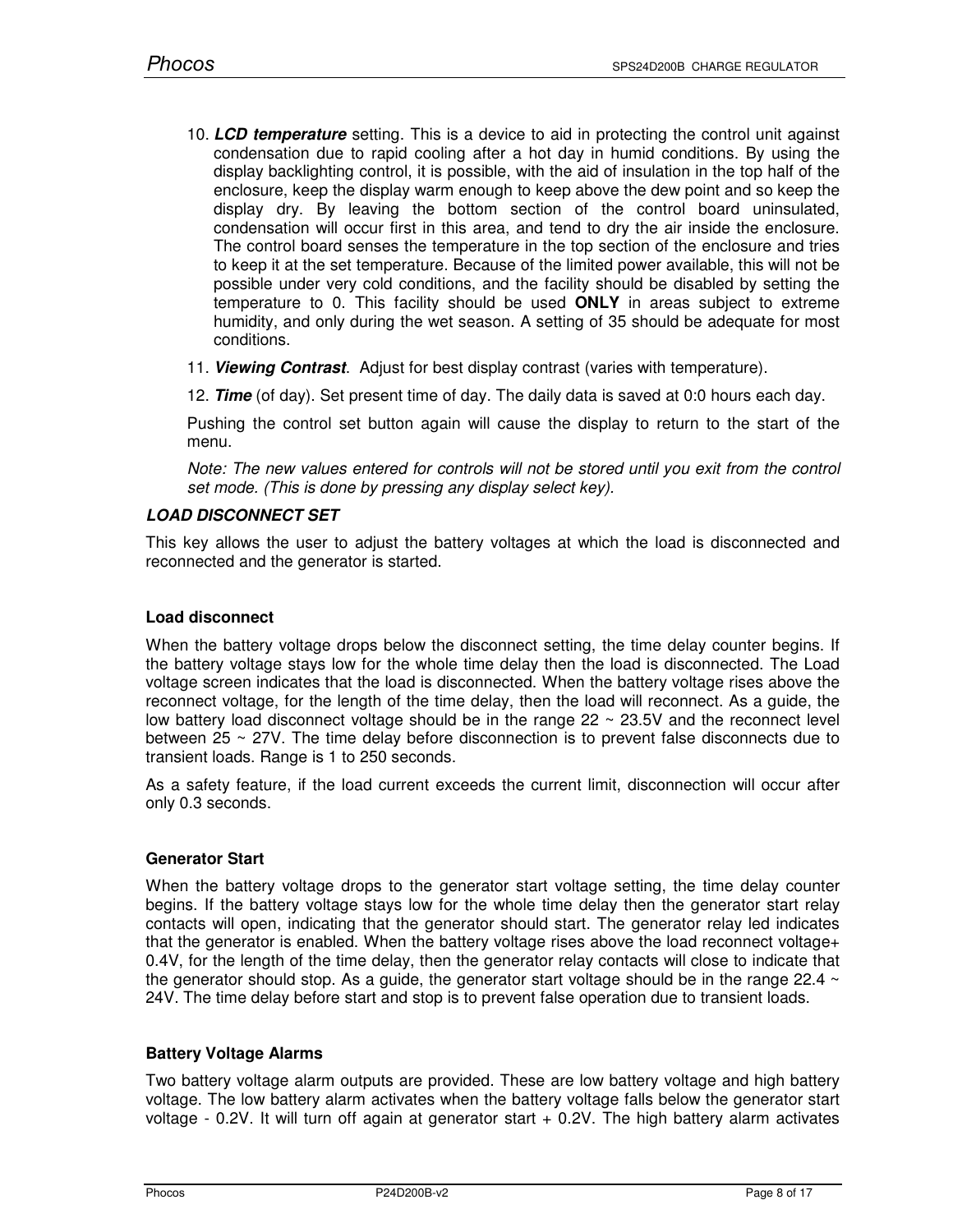10. ***LCD temperature*** setting. This is a device to aid in protecting the control unit against condensation due to rapid cooling after a hot day in humid conditions. By using the display backlighting control, it is possible, with the aid of insulation in the top half of the enclosure, keep the display warm enough to keep above the dew point and so keep the display dry. By leaving the bottom section of the control board uninsulated, condensation will occur first in this area, and tend to dry the air inside the enclosure. The control board senses the temperature in the top section of the enclosure and tries to keep it at the set temperature. Because of the limited power available, this will not be possible under very cold conditions, and the facility should be disabled by setting the temperature to 0. This facility should be used **ONLY** in areas subject to extreme humidity, and only during the wet season. A setting of 35 should be adequate for most conditions.
11. ***Viewing Contrast***. Adjust for best display contrast (varies with temperature).
12. ***Time*** (of day). Set present time of day. The daily data is saved at 0:0 hours each day.

Pushing the control set button again will cause the display to return to the start of the menu.

*Note: The new values entered for controls will not be stored until you exit from the control set mode. (This is done by pressing any display select key).*

***LOAD DISCONNECT SET***

This key allows the user to adjust the battery voltages at which the load is disconnected and reconnected and the generator is started.

**Load disconnect**

When the battery voltage drops below the disconnect setting, the time delay counter begins. If the battery voltage stays low for the whole time delay then the load is disconnected. The Load voltage screen indicates that the load is disconnected. When the battery voltage rises above the reconnect voltage, for the length of the time delay, then the load will reconnect. As a guide, the low battery load disconnect voltage should be in the range 22 ~ 23.5V and the reconnect level between 25 ~ 27V. The time delay before disconnection is to prevent false disconnects due to transient loads. Range is 1 to 250 seconds.

As a safety feature, if the load current exceeds the current limit, disconnection will occur after only 0.3 seconds.

**Generator Start**

When the battery voltage drops to the generator start voltage setting, the time delay counter begins. If the battery voltage stays low for the whole time delay then the generator start relay contacts will open, indicating that the generator should start. The generator relay led indicates that the generator is enabled. When the battery voltage rises above the load reconnect voltage+ 0.4V, for the length of the time delay, then the generator relay contacts will close to indicate that the generator should stop. As a guide, the generator start voltage should be in the range 22.4 ~ 24V. The time delay before start and stop is to prevent false operation due to transient loads.

**Battery Voltage Alarms**

Two battery voltage alarm outputs are provided. These are low battery voltage and high battery voltage. The low battery alarm activates when the battery voltage falls below the generator start voltage - 0.2V. It will turn off again at generator start + 0.2V. The high battery alarm activates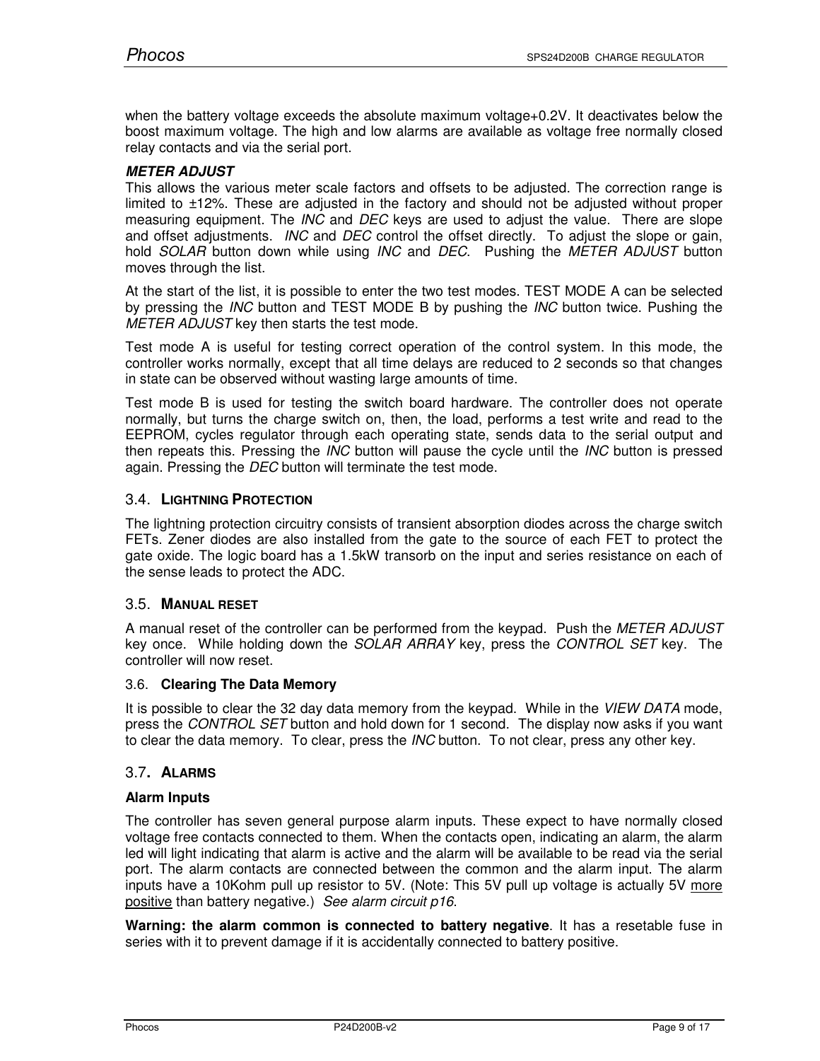when the battery voltage exceeds the absolute maximum voltage+0.2V. It deactivates below the boost maximum voltage. The high and low alarms are available as voltage free normally closed relay contacts and via the serial port.

***METER ADJUST***

This allows the various meter scale factors and offsets to be adjusted. The correction range is limited to ±12%. These are adjusted in the factory and should not be adjusted without proper measuring equipment. The *INC* and *DEC* keys are used to adjust the value. There are slope and offset adjustments. *INC* and *DEC* control the offset directly. To adjust the slope or gain, hold *SOLAR* button down while using *INC* and *DEC*. Pushing the *METER ADJUST* button moves through the list.

At the start of the list, it is possible to enter the two test modes. TEST MODE A can be selected by pressing the *INC* button and TEST MODE B by pushing the *INC* button twice. Pushing the *METER ADJUST* key then starts the test mode.

Test mode A is useful for testing correct operation of the control system. In this mode, the controller works normally, except that all time delays are reduced to 2 seconds so that changes in state can be observed without wasting large amounts of time.

Test mode B is used for testing the switch board hardware. The controller does not operate normally, but turns the charge switch on, then, the load, performs a test write and read to the EEPROM, cycles regulator through each operating state, sends data to the serial output and then repeats this. Pressing the *INC* button will pause the cycle until the *INC* button is pressed again. Pressing the *DEC* button will terminate the test mode.

## 3.4. LIGHTNING PROTECTION

The lightning protection circuitry consists of transient absorption diodes across the charge switch FETs. Zener diodes are also installed from the gate to the source of each FET to protect the gate oxide. The logic board has a 1.5kW transorb on the input and series resistance on each of the sense leads to protect the ADC.

## 3.5. MANUAL RESET

A manual reset of the controller can be performed from the keypad. Push the *METER ADJUST* key once. While holding down the *SOLAR ARRAY* key, press the *CONTROL SET* key. The controller will now reset.

## 3.6. Clearing The Data Memory

It is possible to clear the 32 day data memory from the keypad. While in the *VIEW DATA* mode, press the *CONTROL SET* button and hold down for 1 second. The display now asks if you want to clear the data memory. To clear, press the *INC* button. To not clear, press any other key.

## 3.7. ALARMS

**Alarm Inputs**

The controller has seven general purpose alarm inputs. These expect to have normally closed voltage free contacts connected to them. When the contacts open, indicating an alarm, the alarm led will light indicating that alarm is active and the alarm will be available to be read via the serial port. The alarm contacts are connected between the common and the alarm input. The alarm inputs have a 10Kohm pull up resistor to 5V. (Note: This 5V pull up voltage is actually 5V <u>more positive</u> than battery negative.) *See alarm circuit p16*.

**Warning: the alarm common is connected to battery negative**. It has a resetable fuse in series with it to prevent damage if it is accidentally connected to battery positive.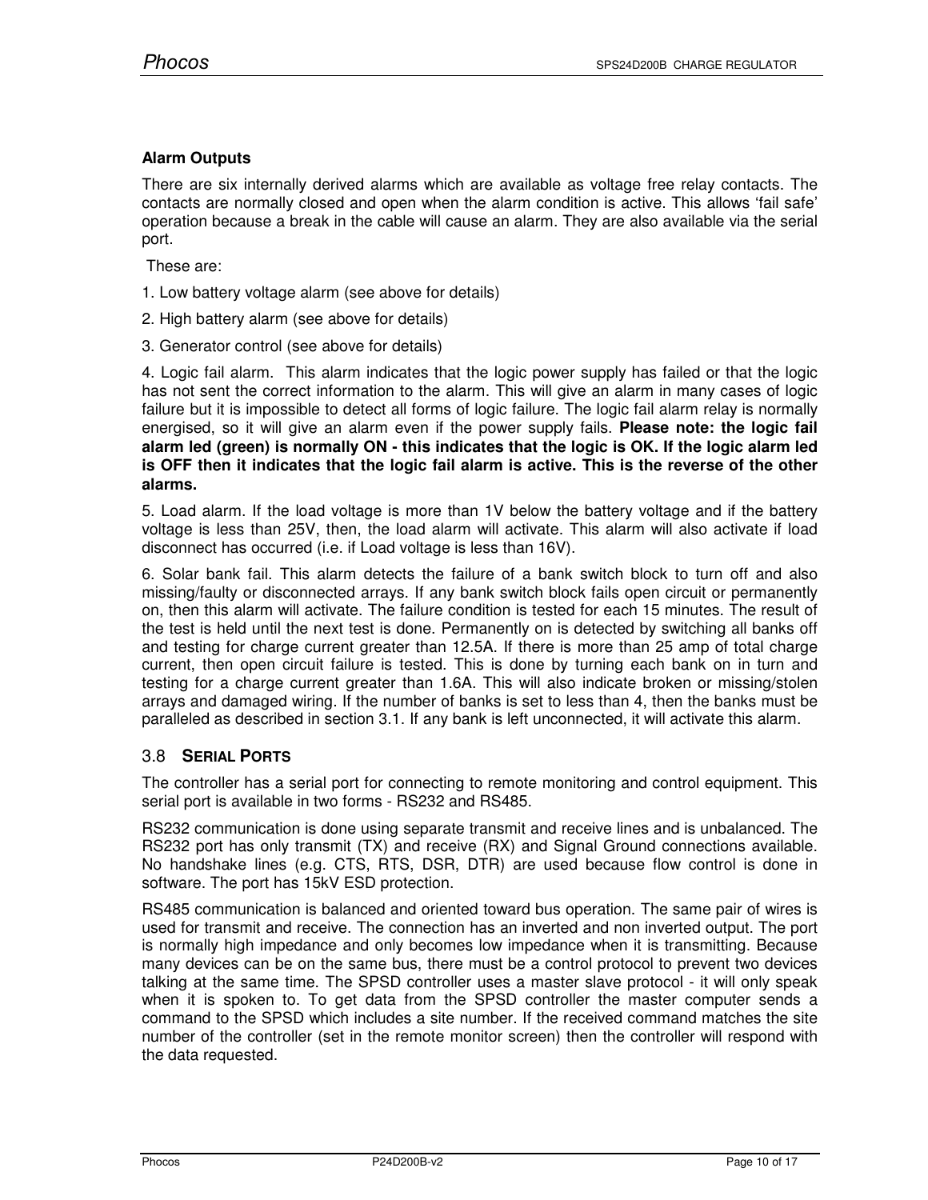### Alarm Outputs

There are six internally derived alarms which are available as voltage free relay contacts. The contacts are normally closed and open when the alarm condition is active. This allows 'fail safe' operation because a break in the cable will cause an alarm. They are also available via the serial port.

These are:

1. Low battery voltage alarm (see above for details)
2. High battery alarm (see above for details)
3. Generator control (see above for details)
4. Logic fail alarm. This alarm indicates that the logic power supply has failed or that the logic has not sent the correct information to the alarm. This will give an alarm in many cases of logic failure but it is impossible to detect all forms of logic failure. The logic fail alarm relay is normally energised, so it will give an alarm even if the power supply fails. **Please note: the logic fail alarm led (green) is normally ON - this indicates that the logic is OK. If the logic alarm led is OFF then it indicates that the logic fail alarm is active. This is the reverse of the other alarms.**
5. Load alarm. If the load voltage is more than 1V below the battery voltage and if the battery voltage is less than 25V, then, the load alarm will activate. This alarm will also activate if load disconnect has occurred (i.e. if Load voltage is less than 16V).
6. Solar bank fail. This alarm detects the failure of a bank switch block to turn off and also missing/faulty or disconnected arrays. If any bank switch block fails open circuit or permanently on, then this alarm will activate. The failure condition is tested for each 15 minutes. The result of the test is held until the next test is done. Permanently on is detected by switching all banks off and testing for charge current greater than 12.5A. If there is more than 25 amp of total charge current, then open circuit failure is tested. This is done by turning each bank on in turn and testing for a charge current greater than 1.6A. This will also indicate broken or missing/stolen arrays and damaged wiring. If the number of banks is set to less than 4, then the banks must be paralleled as described in section 3.1. If any bank is left unconnected, it will activate this alarm.

## 3.8 SERIAL PORTS

The controller has a serial port for connecting to remote monitoring and control equipment. This serial port is available in two forms - RS232 and RS485.

RS232 communication is done using separate transmit and receive lines and is unbalanced. The RS232 port has only transmit (TX) and receive (RX) and Signal Ground connections available. No handshake lines (e.g. CTS, RTS, DSR, DTR) are used because flow control is done in software. The port has 15kV ESD protection.

RS485 communication is balanced and oriented toward bus operation. The same pair of wires is used for transmit and receive. The connection has an inverted and non inverted output. The port is normally high impedance and only becomes low impedance when it is transmitting. Because many devices can be on the same bus, there must be a control protocol to prevent two devices talking at the same time. The SPSD controller uses a master slave protocol - it will only speak when it is spoken to. To get data from the SPSD controller the master computer sends a command to the SPSD which includes a site number. If the received command matches the site number of the controller (set in the remote monitor screen) then the controller will respond with the data requested.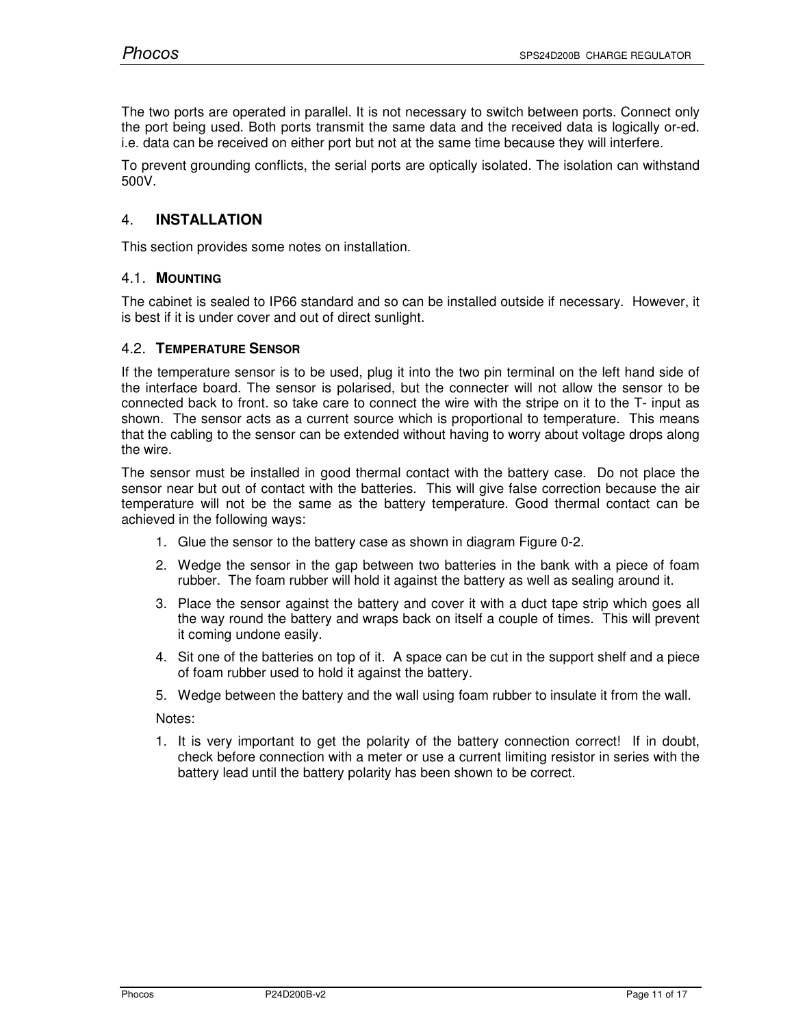The two ports are operated in parallel. It is not necessary to switch between ports. Connect only the port being used. Both ports transmit the same data and the received data is logically or-ed. i.e. data can be received on either port but not at the same time because they will interfere.

To prevent grounding conflicts, the serial ports are optically isolated. The isolation can withstand 500V.

# 4. INSTALLATION

This section provides some notes on installation.

## 4.1. MOUNTING

The cabinet is sealed to IP66 standard and so can be installed outside if necessary. However, it is best if it is under cover and out of direct sunlight.

## 4.2. TEMPERATURE SENSOR

If the temperature sensor is to be used, plug it into the two pin terminal on the left hand side of the interface board. The sensor is polarised, but the connecter will not allow the sensor to be connected back to front. so take care to connect the wire with the stripe on it to the T- input as shown. The sensor acts as a current source which is proportional to temperature. This means that the cabling to the sensor can be extended without having to worry about voltage drops along the wire.

The sensor must be installed in good thermal contact with the battery case. Do not place the sensor near but out of contact with the batteries. This will give false correction because the air temperature will not be the same as the battery temperature. Good thermal contact can be achieved in the following ways:

1. Glue the sensor to the battery case as shown in diagram Figure 0-2.
2. Wedge the sensor in the gap between two batteries in the bank with a piece of foam rubber. The foam rubber will hold it against the battery as well as sealing around it.
3. Place the sensor against the battery and cover it with a duct tape strip which goes all the way round the battery and wraps back on itself a couple of times. This will prevent it coming undone easily.
4. Sit one of the batteries on top of it. A space can be cut in the support shelf and a piece of foam rubber used to hold it against the battery.
5. Wedge between the battery and the wall using foam rubber to insulate it from the wall.

Notes:

1. It is very important to get the polarity of the battery connection correct! If in doubt, check before connection with a meter or use a current limiting resistor in series with the battery lead until the battery polarity has been shown to be correct.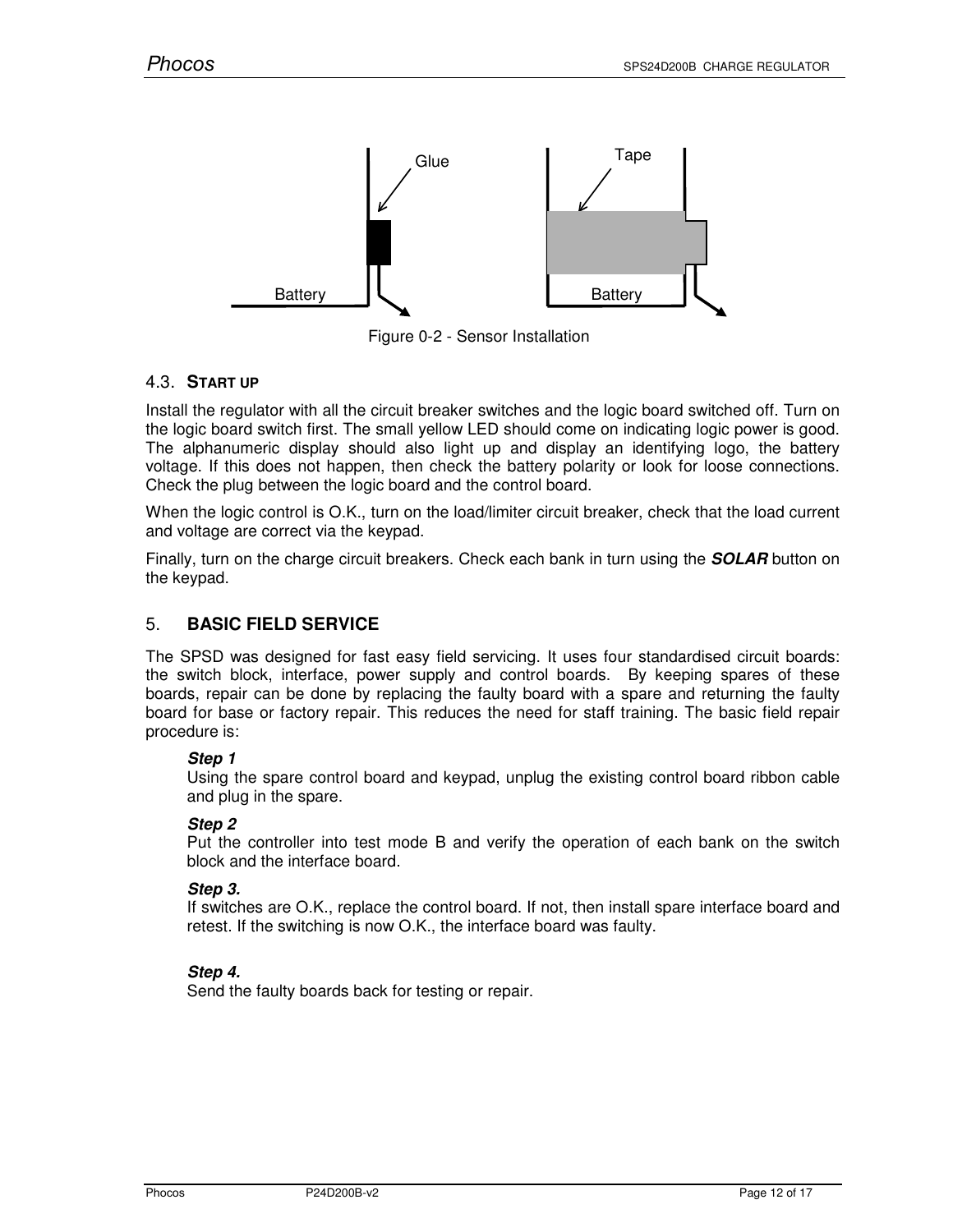Glue

Tape

Battery

Battery

Figure 0-2 - Sensor Installation

### 4.3. START UP

Install the regulator with all the circuit breaker switches and the logic board switched off. Turn on the logic board switch first. The small yellow LED should come on indicating logic power is good. The alphanumeric display should also light up and display an identifying logo, the battery voltage. If this does not happen, then check the battery polarity or look for loose connections. Check the plug between the logic board and the control board.

When the logic control is O.K., turn on the load/limiter circuit breaker, check that the load current and voltage are correct via the keypad.

Finally, turn on the charge circuit breakers. Check each bank in turn using the ***SOLAR*** button on the keypad.

## 5. BASIC FIELD SERVICE

The SPSD was designed for fast easy field servicing. It uses four standardised circuit boards: the switch block, interface, power supply and control boards. By keeping spares of these boards, repair can be done by replacing the faulty board with a spare and returning the faulty board for base or factory repair. This reduces the need for staff training. The basic field repair procedure is:

***Step 1***
Using the spare control board and keypad, unplug the existing control board ribbon cable and plug in the spare.

***Step 2***
Put the controller into test mode B and verify the operation of each bank on the switch block and the interface board.

***Step 3.***
If switches are O.K., replace the control board. If not, then install spare interface board and retest. If the switching is now O.K., the interface board was faulty.

***Step 4.***
Send the faulty boards back for testing or repair.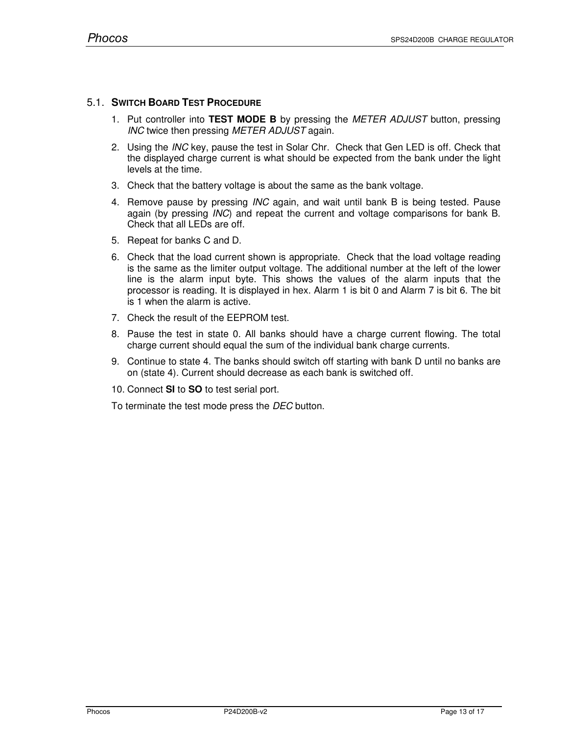## 5.1. SWITCH BOARD TEST PROCEDURE

1. Put controller into **TEST MODE B** by pressing the *METER ADJUST* button, pressing *INC* twice then pressing *METER ADJUST* again.
2. Using the *INC* key, pause the test in Solar Chr. Check that Gen LED is off. Check that the displayed charge current is what should be expected from the bank under the light levels at the time.
3. Check that the battery voltage is about the same as the bank voltage.
4. Remove pause by pressing *INC* again, and wait until bank B is being tested. Pause again (by pressing *INC*) and repeat the current and voltage comparisons for bank B. Check that all LEDs are off.
5. Repeat for banks C and D.
6. Check that the load current shown is appropriate. Check that the load voltage reading is the same as the limiter output voltage. The additional number at the left of the lower line is the alarm input byte. This shows the values of the alarm inputs that the processor is reading. It is displayed in hex. Alarm 1 is bit 0 and Alarm 7 is bit 6. The bit is 1 when the alarm is active.
7. Check the result of the EEPROM test.
8. Pause the test in state 0. All banks should have a charge current flowing. The total charge current should equal the sum of the individual bank charge currents.
9. Continue to state 4. The banks should switch off starting with bank D until no banks are on (state 4). Current should decrease as each bank is switched off.
10. Connect **SI** to **SO** to test serial port.

To terminate the test mode press the *DEC* button.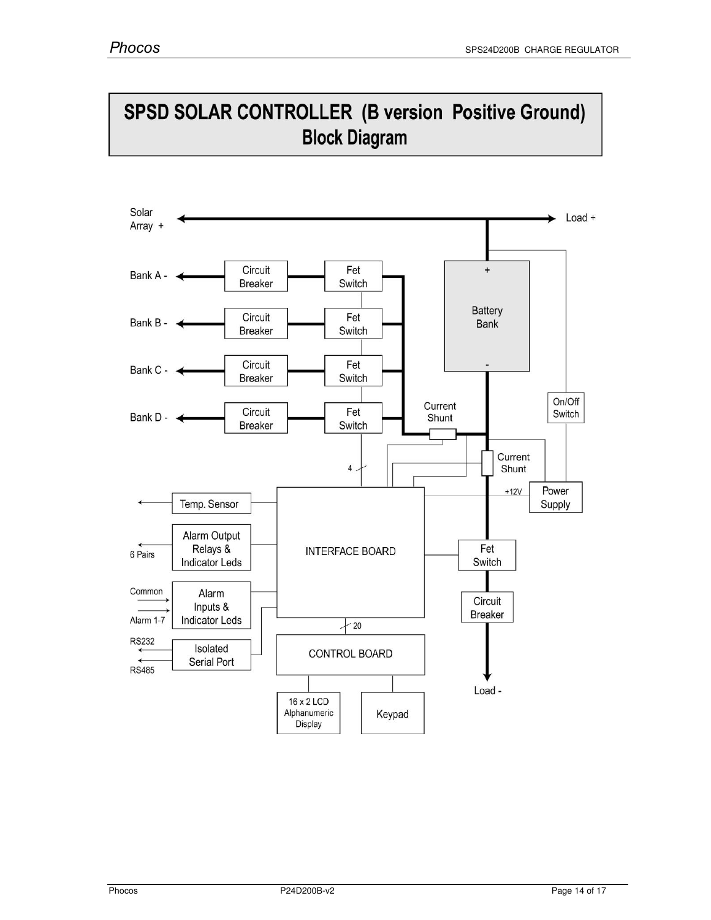# SPSD SOLAR CONTROLLER (B version Positive Ground)
## Block Diagram

Solar Array +

Load +

Bank A -

Bank B -

Bank C -

Bank D -

Circuit Breaker

Fet Switch

Battery Bank

+

-

Current Shunt

On/Off Switch

Current Shunt

4

+12V

Power Supply

Temp. Sensor

6 Pairs

Alarm Output Relays & Indicator Leds

INTERFACE BOARD

Fet Switch

Common

Alarm 1-7

Alarm Inputs & Indicator Leds

Circuit Breaker

20

RS232

RS485

Isolated Serial Port

CONTROL BOARD

Load -

16 x 2 LCD Alphanumeric Display

Keypad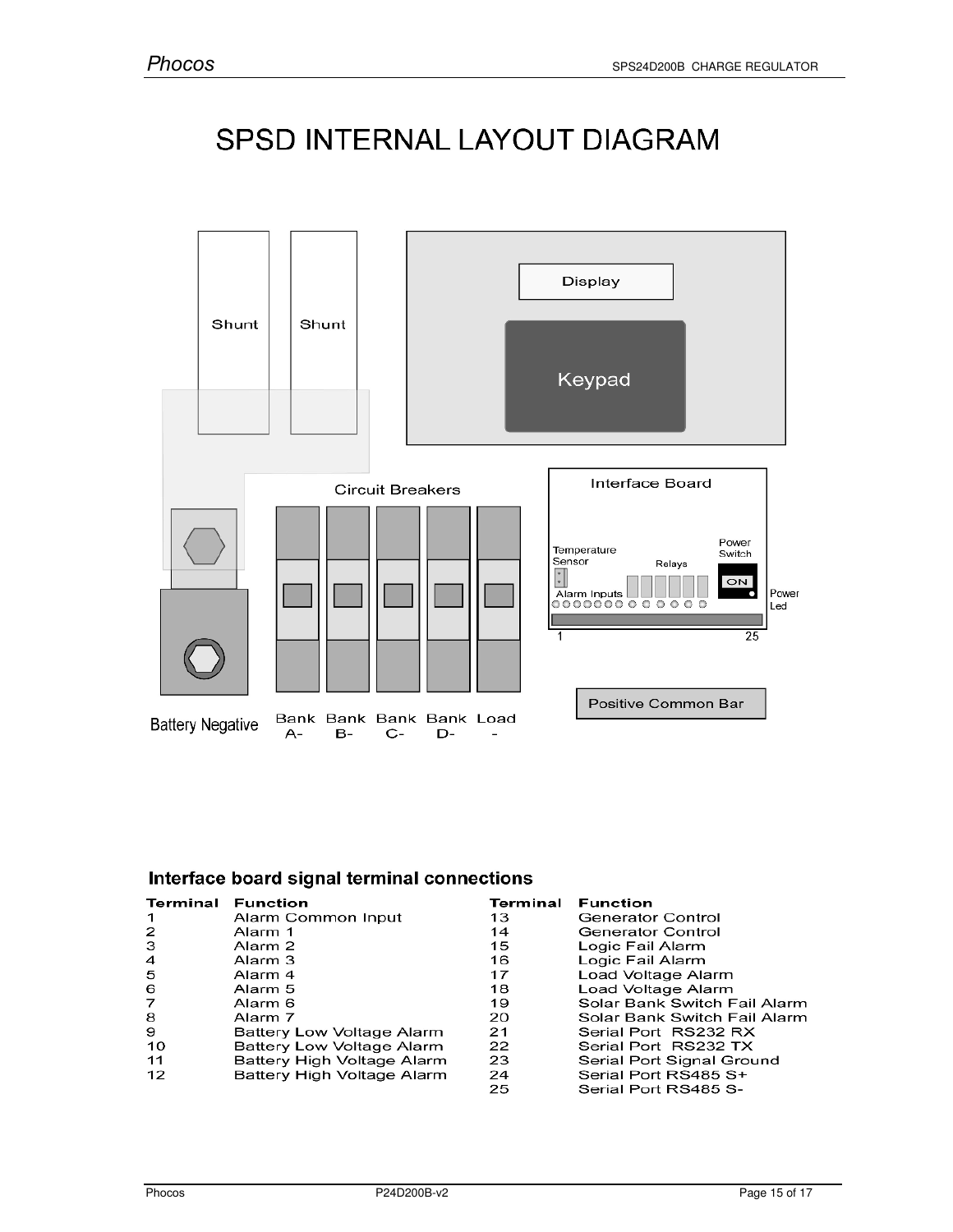# SPSD INTERNAL LAYOUT DIAGRAM

Shunt

Shunt

Display

Keypad

Circuit Breakers

Interface Board

Temperature Sensor

Relays

Power Switch

ON

Alarm Inputs

Power Led

1

25

Positive Common Bar

Battery Negative

Bank A-

Bank B-

Bank C-

Bank D-

Load -

## Interface board signal terminal connections

| Terminal | Function | Terminal | Function |
|---|---|---|---|
| 1 | Alarm Common Input | 13 | Generator Control |
| 2 | Alarm 1 | 14 | Generator Control |
| 3 | Alarm 2 | 15 | Logic Fail Alarm |
| 4 | Alarm 3 | 16 | Logic Fail Alarm |
| 5 | Alarm 4 | 17 | Load Voltage Alarm |
| 6 | Alarm 5 | 18 | Load Voltage Alarm |
| 7 | Alarm 6 | 19 | Solar Bank Switch Fail Alarm |
| 8 | Alarm 7 | 20 | Solar Bank Switch Fail Alarm |
| 9 | Battery Low Voltage Alarm | 21 | Serial Port RS232 RX |
| 10 | Battery Low Voltage Alarm | 22 | Serial Port RS232 TX |
| 11 | Battery High Voltage Alarm | 23 | Serial Port Signal Ground |
| 12 | Battery High Voltage Alarm | 24 | Serial Port RS485 S+ |
| | | 25 | Serial Port RS485 S- |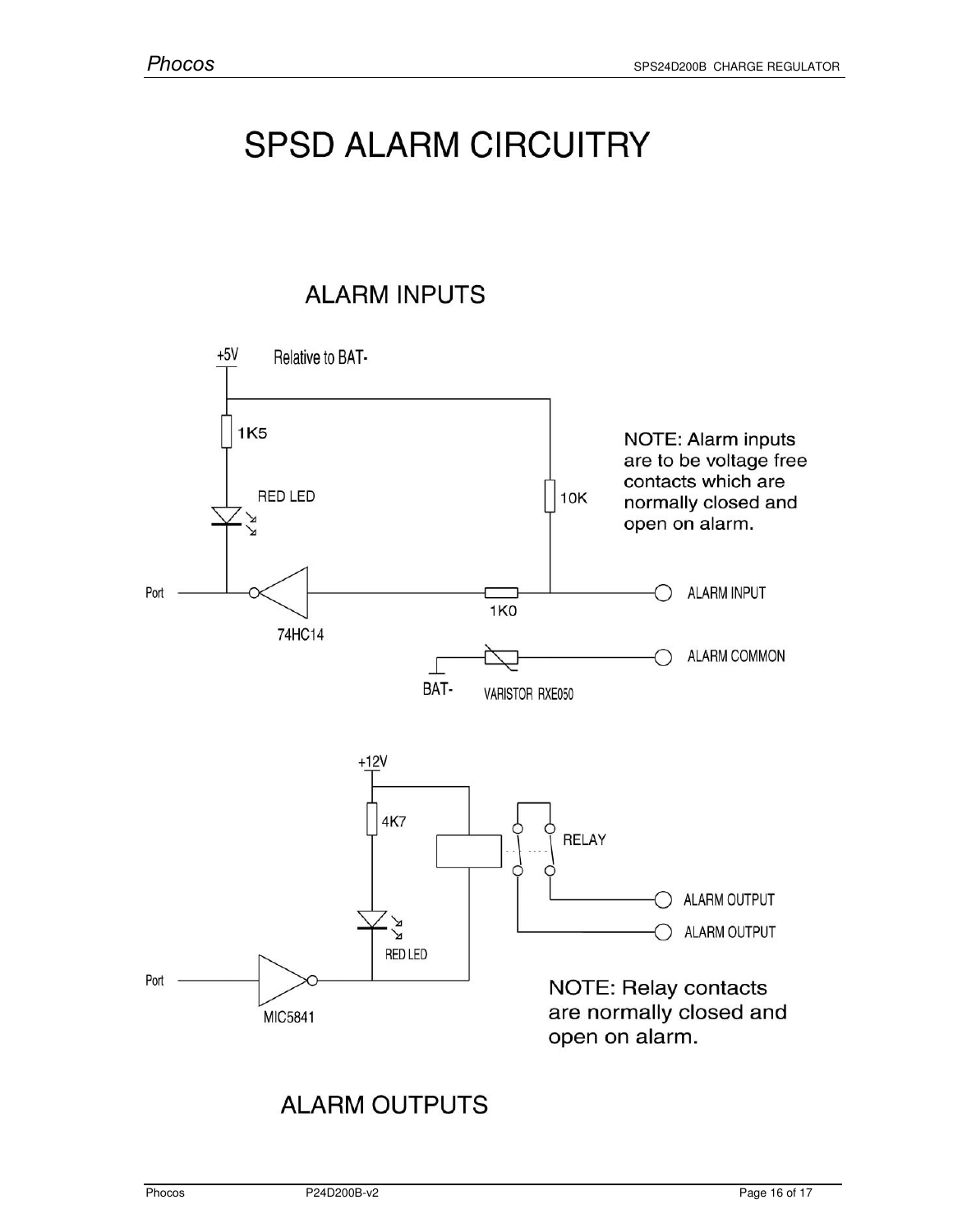# SPSD ALARM CIRCUITRY

## ALARM INPUTS

+5V Relative to BAT-

1K5

RED LED

10K

Port

74HC14

1K0

ALARM INPUT

ALARM COMMON

BAT-

VARISTOR RXE050

NOTE: Alarm inputs are to be voltage free contacts which are normally closed and open on alarm.

+12V

4K7

RELAY

ALARM OUTPUT

ALARM OUTPUT

RED LED

Port

MIC5841

NOTE: Relay contacts are normally closed and open on alarm.

## ALARM OUTPUTS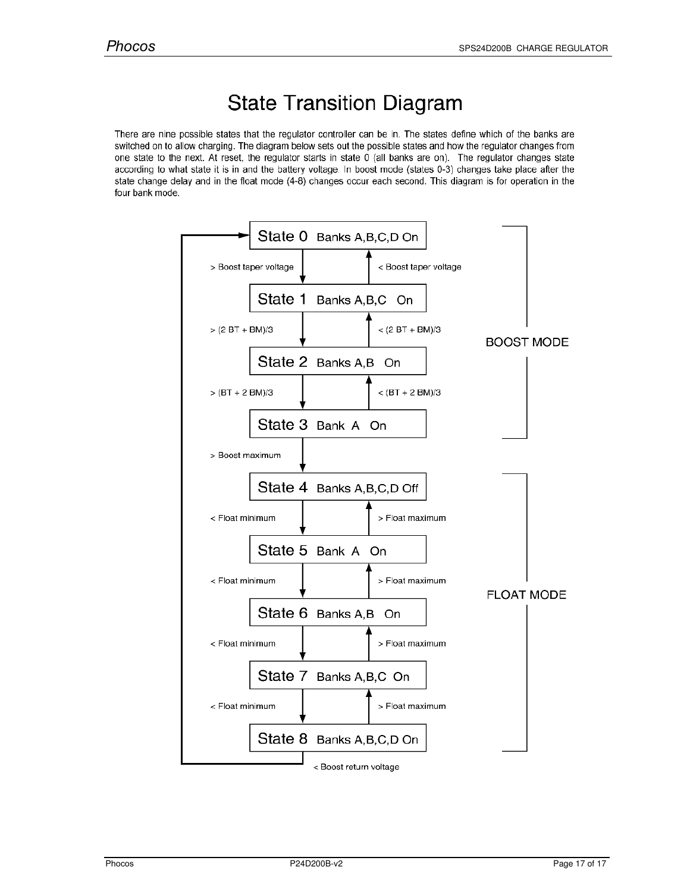# State Transition Diagram

There are nine possible states that the regulator controller can be in. The states define which of the banks are switched on to allow charging. The diagram below sets out the possible states and how the regulator changes from one state to the next. At reset, the regulator starts in state 0 (all banks are on). The regulator changes state according to what state it is in and the battery voltage. In boost mode (states 0-3) changes take place after the state change delay and in the float mode (4-8) changes occur each second. This diagram is for operation in the four bank mode.

BOOST MODE

State 0 Banks A,B,C,D On

> Boost taper voltage

< Boost taper voltage

State 1 Banks A,B,C On

> (2 BT + BM)/3

< (2 BT + BM)/3

State 2 Banks A,B On

> (BT + 2 BM)/3

< (BT + 2 BM)/3

State 3 Bank A On

> Boost maximum

FLOAT MODE

State 4 Banks A,B,C,D Off

< Float minimum

> Float maximum

State 5 Bank A On

< Float minimum

> Float maximum

State 6 Banks A,B On

< Float minimum

> Float maximum

State 7 Banks A,B,C On

< Float minimum

> Float maximum

State 8 Banks A,B,C,D On

< Boost return voltage